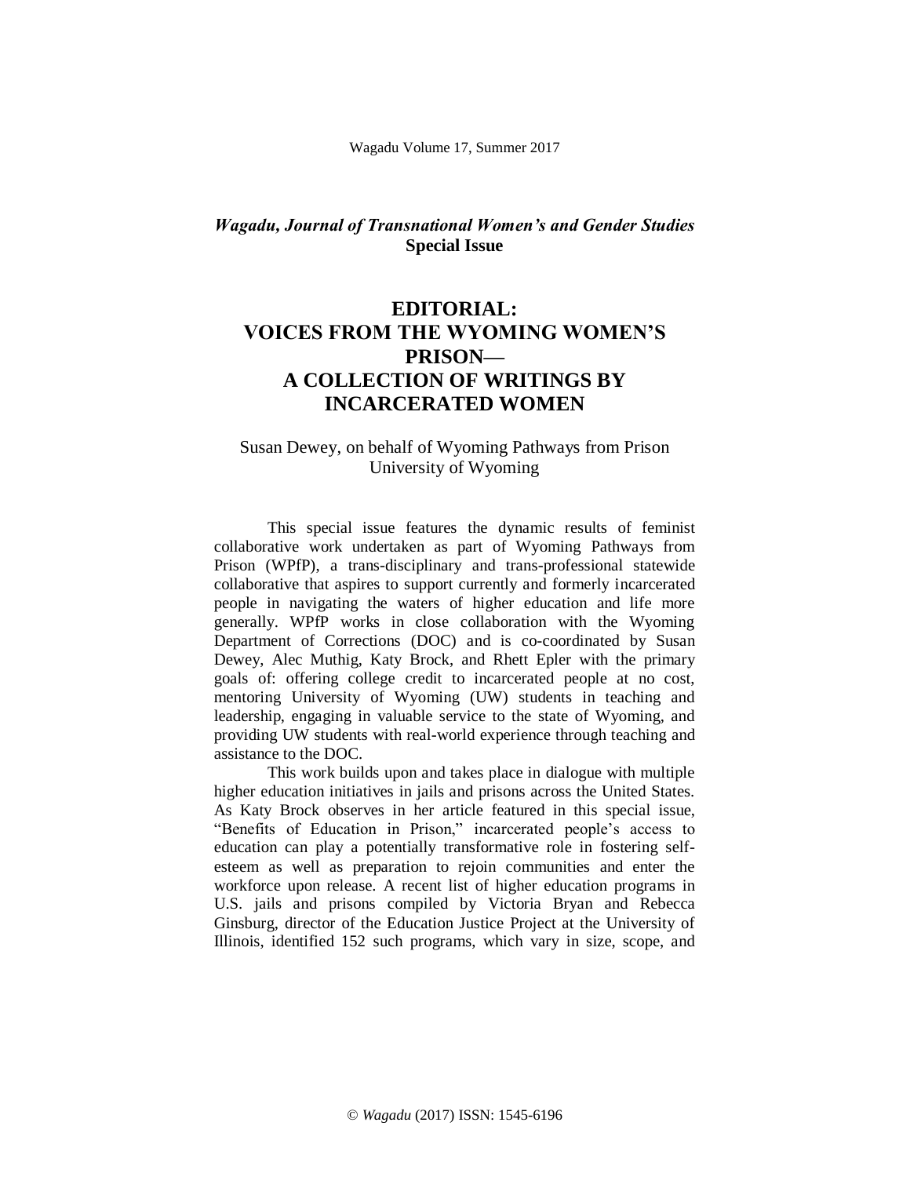*Wagadu, Journal of Transnational Women's and Gender Studies*
**Special Issue**

# EDITORIAL: VOICES FROM THE WYOMING WOMEN'S PRISON— A COLLECTION OF WRITINGS BY INCARCERATED WOMEN

Susan Dewey, on behalf of Wyoming Pathways from Prison
University of Wyoming

This special issue features the dynamic results of feminist collaborative work undertaken as part of Wyoming Pathways from Prison (WPfP), a trans-disciplinary and trans-professional statewide collaborative that aspires to support currently and formerly incarcerated people in navigating the waters of higher education and life more generally. WPfP works in close collaboration with the Wyoming Department of Corrections (DOC) and is co-coordinated by Susan Dewey, Alec Muthig, Katy Brock, and Rhett Epler with the primary goals of: offering college credit to incarcerated people at no cost, mentoring University of Wyoming (UW) students in teaching and leadership, engaging in valuable service to the state of Wyoming, and providing UW students with real-world experience through teaching and assistance to the DOC.

This work builds upon and takes place in dialogue with multiple higher education initiatives in jails and prisons across the United States. As Katy Brock observes in her article featured in this special issue, "Benefits of Education in Prison," incarcerated people's access to education can play a potentially transformative role in fostering self-esteem as well as preparation to rejoin communities and enter the workforce upon release. A recent list of higher education programs in U.S. jails and prisons compiled by Victoria Bryan and Rebecca Ginsburg, director of the Education Justice Project at the University of Illinois, identified 152 such programs, which vary in size, scope, and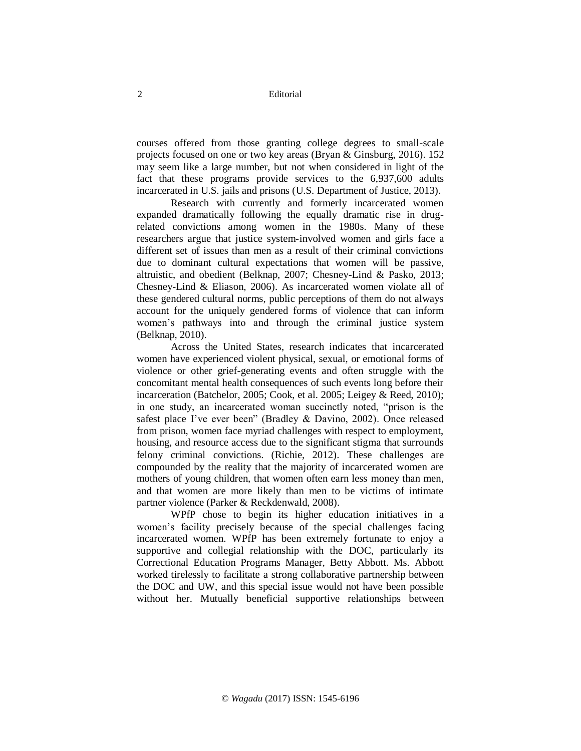courses offered from those granting college degrees to small-scale projects focused on one or two key areas (Bryan & Ginsburg, 2016). 152 may seem like a large number, but not when considered in light of the fact that these programs provide services to the 6,937,600 adults incarcerated in U.S. jails and prisons (U.S. Department of Justice, 2013).

Research with currently and formerly incarcerated women expanded dramatically following the equally dramatic rise in drug-related convictions among women in the 1980s. Many of these researchers argue that justice system-involved women and girls face a different set of issues than men as a result of their criminal convictions due to dominant cultural expectations that women will be passive, altruistic, and obedient (Belknap, 2007; Chesney-Lind & Pasko, 2013; Chesney-Lind & Eliason, 2006). As incarcerated women violate all of these gendered cultural norms, public perceptions of them do not always account for the uniquely gendered forms of violence that can inform women's pathways into and through the criminal justice system (Belknap, 2010).

Across the United States, research indicates that incarcerated women have experienced violent physical, sexual, or emotional forms of violence or other grief-generating events and often struggle with the concomitant mental health consequences of such events long before their incarceration (Batchelor, 2005; Cook, et al. 2005; Leigey & Reed, 2010); in one study, an incarcerated woman succinctly noted, "prison is the safest place I've ever been" (Bradley & Davino, 2002). Once released from prison, women face myriad challenges with respect to employment, housing, and resource access due to the significant stigma that surrounds felony criminal convictions. (Richie, 2012). These challenges are compounded by the reality that the majority of incarcerated women are mothers of young children, that women often earn less money than men, and that women are more likely than men to be victims of intimate partner violence (Parker & Reckdenwald, 2008).

WPfP chose to begin its higher education initiatives in a women's facility precisely because of the special challenges facing incarcerated women. WPfP has been extremely fortunate to enjoy a supportive and collegial relationship with the DOC, particularly its Correctional Education Programs Manager, Betty Abbott. Ms. Abbott worked tirelessly to facilitate a strong collaborative partnership between the DOC and UW, and this special issue would not have been possible without her. Mutually beneficial supportive relationships between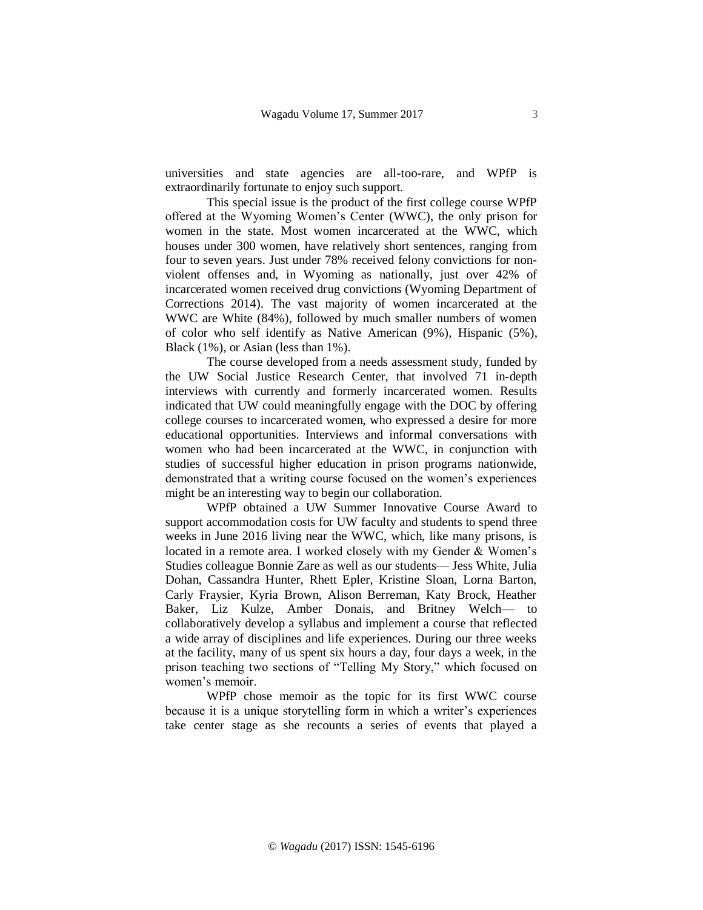universities and state agencies are all-too-rare, and WPfP is extraordinarily fortunate to enjoy such support.

This special issue is the product of the first college course WPfP offered at the Wyoming Women's Center (WWC), the only prison for women in the state. Most women incarcerated at the WWC, which houses under 300 women, have relatively short sentences, ranging from four to seven years. Just under 78% received felony convictions for non-violent offenses and, in Wyoming as nationally, just over 42% of incarcerated women received drug convictions (Wyoming Department of Corrections 2014). The vast majority of women incarcerated at the WWC are White (84%), followed by much smaller numbers of women of color who self identify as Native American (9%), Hispanic (5%), Black (1%), or Asian (less than 1%).

The course developed from a needs assessment study, funded by the UW Social Justice Research Center, that involved 71 in-depth interviews with currently and formerly incarcerated women. Results indicated that UW could meaningfully engage with the DOC by offering college courses to incarcerated women, who expressed a desire for more educational opportunities. Interviews and informal conversations with women who had been incarcerated at the WWC, in conjunction with studies of successful higher education in prison programs nationwide, demonstrated that a writing course focused on the women's experiences might be an interesting way to begin our collaboration.

WPfP obtained a UW Summer Innovative Course Award to support accommodation costs for UW faculty and students to spend three weeks in June 2016 living near the WWC, which, like many prisons, is located in a remote area. I worked closely with my Gender & Women's Studies colleague Bonnie Zare as well as our students— Jess White, Julia Dohan, Cassandra Hunter, Rhett Epler, Kristine Sloan, Lorna Barton, Carly Fraysier, Kyria Brown, Alison Berreman, Katy Brock, Heather Baker, Liz Kulze, Amber Donais, and Britney Welch— to collaboratively develop a syllabus and implement a course that reflected a wide array of disciplines and life experiences. During our three weeks at the facility, many of us spent six hours a day, four days a week, in the prison teaching two sections of "Telling My Story," which focused on women's memoir.

WPfP chose memoir as the topic for its first WWC course because it is a unique storytelling form in which a writer's experiences take center stage as she recounts a series of events that played a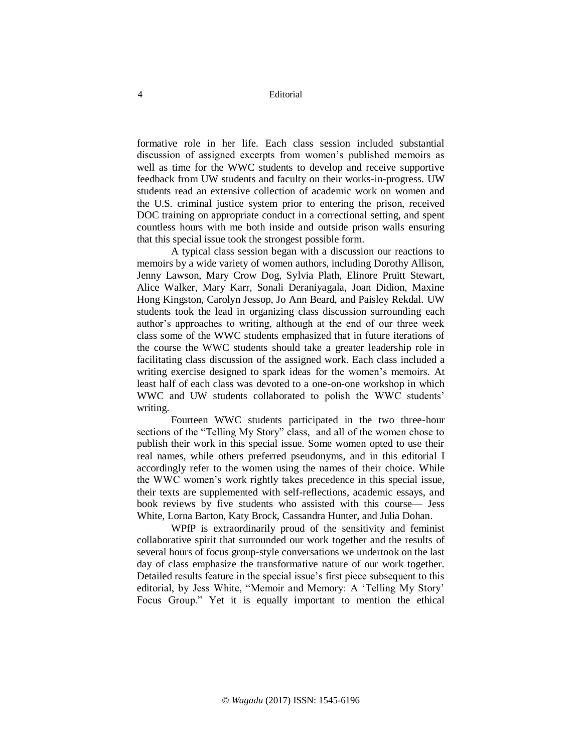formative role in her life. Each class session included substantial discussion of assigned excerpts from women's published memoirs as well as time for the WWC students to develop and receive supportive feedback from UW students and faculty on their works-in-progress. UW students read an extensive collection of academic work on women and the U.S. criminal justice system prior to entering the prison, received DOC training on appropriate conduct in a correctional setting, and spent countless hours with me both inside and outside prison walls ensuring that this special issue took the strongest possible form.

A typical class session began with a discussion our reactions to memoirs by a wide variety of women authors, including Dorothy Allison, Jenny Lawson, Mary Crow Dog, Sylvia Plath, Elinore Pruitt Stewart, Alice Walker, Mary Karr, Sonali Deraniyagala, Joan Didion, Maxine Hong Kingston, Carolyn Jessop, Jo Ann Beard, and Paisley Rekdal. UW students took the lead in organizing class discussion surrounding each author's approaches to writing, although at the end of our three week class some of the WWC students emphasized that in future iterations of the course the WWC students should take a greater leadership role in facilitating class discussion of the assigned work. Each class included a writing exercise designed to spark ideas for the women's memoirs. At least half of each class was devoted to a one-on-one workshop in which WWC and UW students collaborated to polish the WWC students' writing.

Fourteen WWC students participated in the two three-hour sections of the "Telling My Story" class, and all of the women chose to publish their work in this special issue. Some women opted to use their real names, while others preferred pseudonyms, and in this editorial I accordingly refer to the women using the names of their choice. While the WWC women's work rightly takes precedence in this special issue, their texts are supplemented with self-reflections, academic essays, and book reviews by five students who assisted with this course— Jess White, Lorna Barton, Katy Brock, Cassandra Hunter, and Julia Dohan.

WPfP is extraordinarily proud of the sensitivity and feminist collaborative spirit that surrounded our work together and the results of several hours of focus group-style conversations we undertook on the last day of class emphasize the transformative nature of our work together. Detailed results feature in the special issue's first piece subsequent to this editorial, by Jess White, "Memoir and Memory: A 'Telling My Story' Focus Group." Yet it is equally important to mention the ethical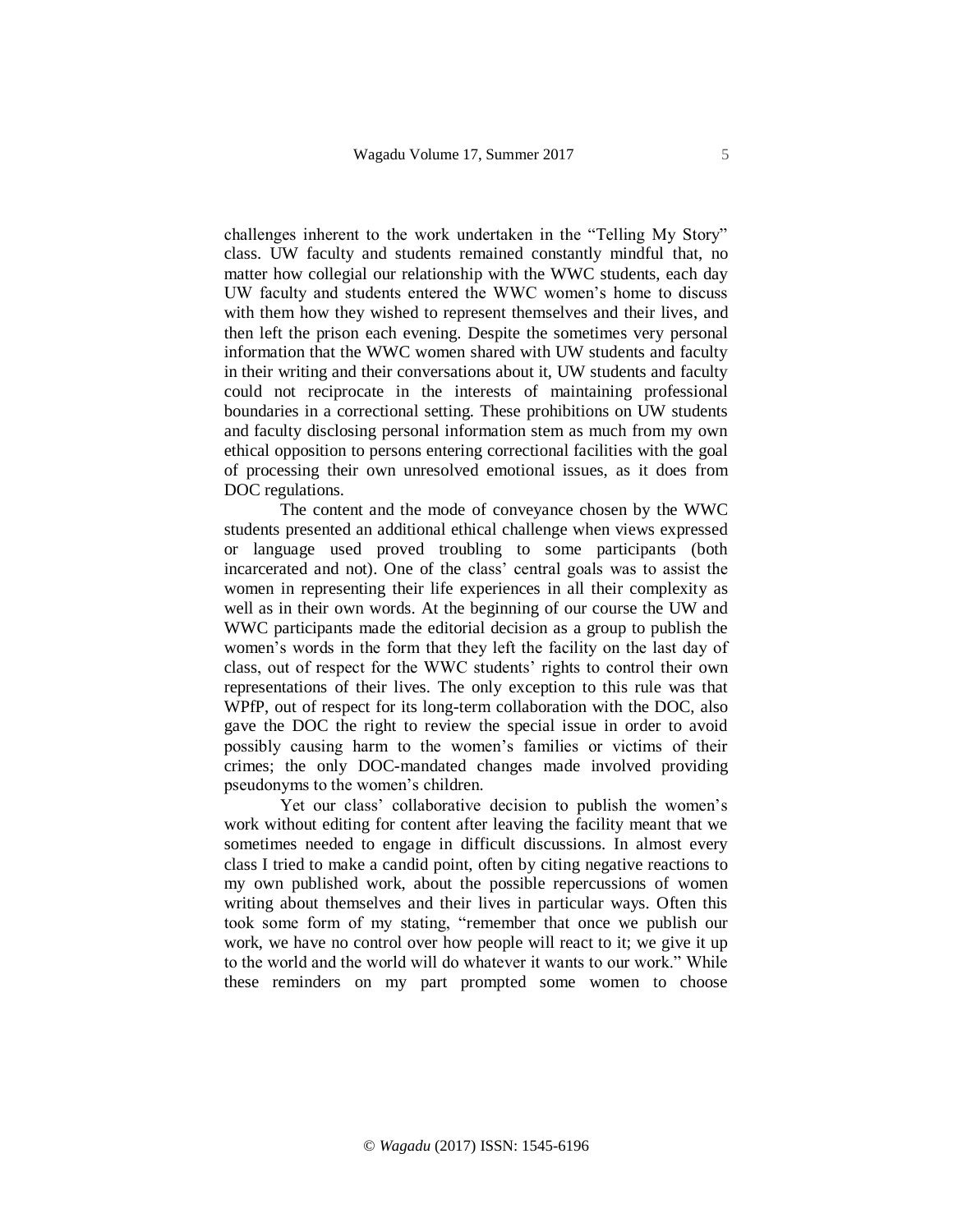challenges inherent to the work undertaken in the "Telling My Story" class. UW faculty and students remained constantly mindful that, no matter how collegial our relationship with the WWC students, each day UW faculty and students entered the WWC women's home to discuss with them how they wished to represent themselves and their lives, and then left the prison each evening. Despite the sometimes very personal information that the WWC women shared with UW students and faculty in their writing and their conversations about it, UW students and faculty could not reciprocate in the interests of maintaining professional boundaries in a correctional setting. These prohibitions on UW students and faculty disclosing personal information stem as much from my own ethical opposition to persons entering correctional facilities with the goal of processing their own unresolved emotional issues, as it does from DOC regulations.

The content and the mode of conveyance chosen by the WWC students presented an additional ethical challenge when views expressed or language used proved troubling to some participants (both incarcerated and not). One of the class' central goals was to assist the women in representing their life experiences in all their complexity as well as in their own words. At the beginning of our course the UW and WWC participants made the editorial decision as a group to publish the women's words in the form that they left the facility on the last day of class, out of respect for the WWC students' rights to control their own representations of their lives. The only exception to this rule was that WPfP, out of respect for its long-term collaboration with the DOC, also gave the DOC the right to review the special issue in order to avoid possibly causing harm to the women's families or victims of their crimes; the only DOC-mandated changes made involved providing pseudonyms to the women's children.

Yet our class' collaborative decision to publish the women's work without editing for content after leaving the facility meant that we sometimes needed to engage in difficult discussions. In almost every class I tried to make a candid point, often by citing negative reactions to my own published work, about the possible repercussions of women writing about themselves and their lives in particular ways. Often this took some form of my stating, "remember that once we publish our work, we have no control over how people will react to it; we give it up to the world and the world will do whatever it wants to our work." While these reminders on my part prompted some women to choose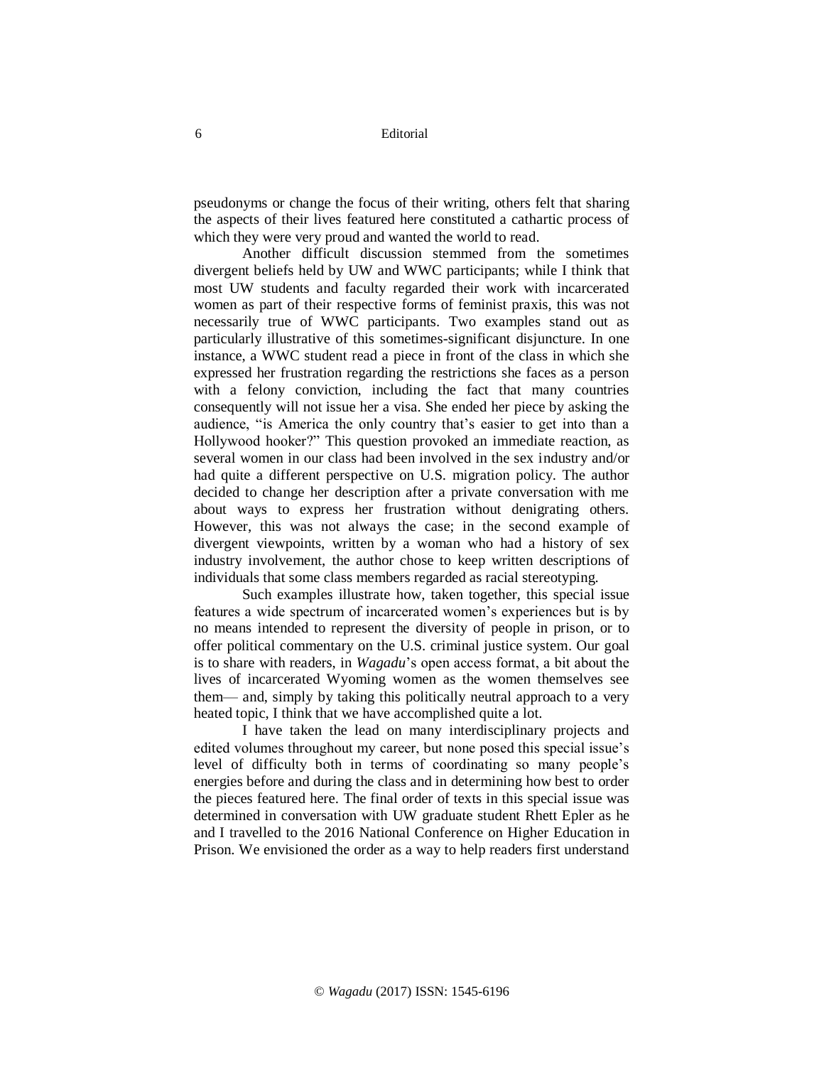pseudonyms or change the focus of their writing, others felt that sharing the aspects of their lives featured here constituted a cathartic process of which they were very proud and wanted the world to read.

Another difficult discussion stemmed from the sometimes divergent beliefs held by UW and WWC participants; while I think that most UW students and faculty regarded their work with incarcerated women as part of their respective forms of feminist praxis, this was not necessarily true of WWC participants. Two examples stand out as particularly illustrative of this sometimes-significant disjuncture. In one instance, a WWC student read a piece in front of the class in which she expressed her frustration regarding the restrictions she faces as a person with a felony conviction, including the fact that many countries consequently will not issue her a visa. She ended her piece by asking the audience, "is America the only country that's easier to get into than a Hollywood hooker?" This question provoked an immediate reaction, as several women in our class had been involved in the sex industry and/or had quite a different perspective on U.S. migration policy. The author decided to change her description after a private conversation with me about ways to express her frustration without denigrating others. However, this was not always the case; in the second example of divergent viewpoints, written by a woman who had a history of sex industry involvement, the author chose to keep written descriptions of individuals that some class members regarded as racial stereotyping.

Such examples illustrate how, taken together, this special issue features a wide spectrum of incarcerated women's experiences but is by no means intended to represent the diversity of people in prison, or to offer political commentary on the U.S. criminal justice system. Our goal is to share with readers, in *Wagadu*'s open access format, a bit about the lives of incarcerated Wyoming women as the women themselves see them— and, simply by taking this politically neutral approach to a very heated topic, I think that we have accomplished quite a lot.

I have taken the lead on many interdisciplinary projects and edited volumes throughout my career, but none posed this special issue's level of difficulty both in terms of coordinating so many people's energies before and during the class and in determining how best to order the pieces featured here. The final order of texts in this special issue was determined in conversation with UW graduate student Rhett Epler as he and I travelled to the 2016 National Conference on Higher Education in Prison. We envisioned the order as a way to help readers first understand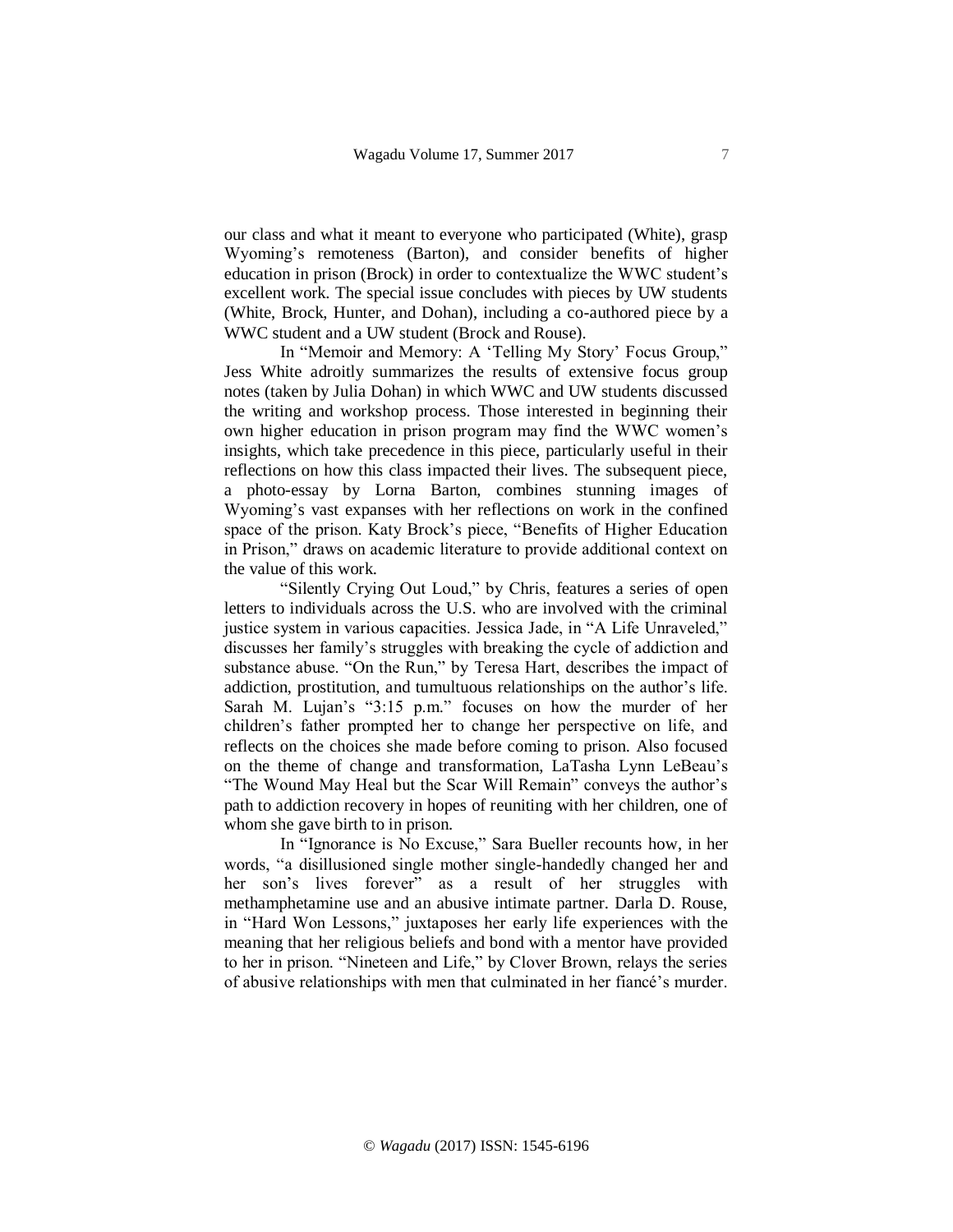our class and what it meant to everyone who participated (White), grasp Wyoming's remoteness (Barton), and consider benefits of higher education in prison (Brock) in order to contextualize the WWC student's excellent work. The special issue concludes with pieces by UW students (White, Brock, Hunter, and Dohan), including a co-authored piece by a WWC student and a UW student (Brock and Rouse).

In "Memoir and Memory: A 'Telling My Story' Focus Group," Jess White adroitly summarizes the results of extensive focus group notes (taken by Julia Dohan) in which WWC and UW students discussed the writing and workshop process. Those interested in beginning their own higher education in prison program may find the WWC women's insights, which take precedence in this piece, particularly useful in their reflections on how this class impacted their lives. The subsequent piece, a photo-essay by Lorna Barton, combines stunning images of Wyoming's vast expanses with her reflections on work in the confined space of the prison. Katy Brock's piece, "Benefits of Higher Education in Prison," draws on academic literature to provide additional context on the value of this work.

"Silently Crying Out Loud," by Chris, features a series of open letters to individuals across the U.S. who are involved with the criminal justice system in various capacities. Jessica Jade, in "A Life Unraveled," discusses her family's struggles with breaking the cycle of addiction and substance abuse. "On the Run," by Teresa Hart, describes the impact of addiction, prostitution, and tumultuous relationships on the author's life. Sarah M. Lujan's "3:15 p.m." focuses on how the murder of her children's father prompted her to change her perspective on life, and reflects on the choices she made before coming to prison. Also focused on the theme of change and transformation, LaTasha Lynn LeBeau's "The Wound May Heal but the Scar Will Remain" conveys the author's path to addiction recovery in hopes of reuniting with her children, one of whom she gave birth to in prison.

In "Ignorance is No Excuse," Sara Bueller recounts how, in her words, "a disillusioned single mother single-handedly changed her and her son's lives forever" as a result of her struggles with methamphetamine use and an abusive intimate partner. Darla D. Rouse, in "Hard Won Lessons," juxtaposes her early life experiences with the meaning that her religious beliefs and bond with a mentor have provided to her in prison. "Nineteen and Life," by Clover Brown, relays the series of abusive relationships with men that culminated in her fiancé's murder.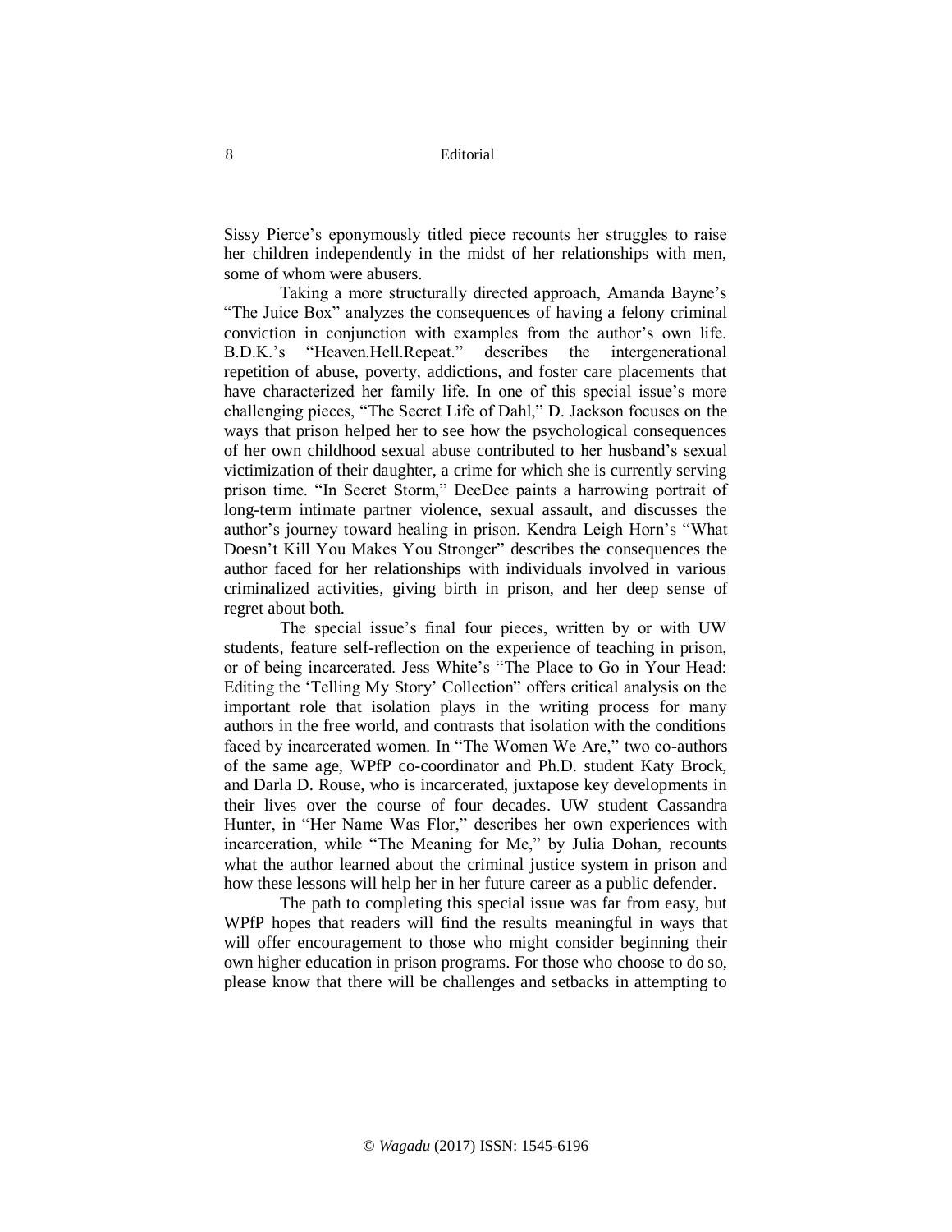Sissy Pierce's eponymously titled piece recounts her struggles to raise her children independently in the midst of her relationships with men, some of whom were abusers.

Taking a more structurally directed approach, Amanda Bayne's "The Juice Box" analyzes the consequences of having a felony criminal conviction in conjunction with examples from the author's own life. B.D.K.'s "Heaven.Hell.Repeat." describes the intergenerational repetition of abuse, poverty, addictions, and foster care placements that have characterized her family life. In one of this special issue's more challenging pieces, "The Secret Life of Dahl," D. Jackson focuses on the ways that prison helped her to see how the psychological consequences of her own childhood sexual abuse contributed to her husband's sexual victimization of their daughter, a crime for which she is currently serving prison time. "In Secret Storm," DeeDee paints a harrowing portrait of long-term intimate partner violence, sexual assault, and discusses the author's journey toward healing in prison. Kendra Leigh Horn's "What Doesn't Kill You Makes You Stronger" describes the consequences the author faced for her relationships with individuals involved in various criminalized activities, giving birth in prison, and her deep sense of regret about both.

The special issue's final four pieces, written by or with UW students, feature self-reflection on the experience of teaching in prison, or of being incarcerated. Jess White's "The Place to Go in Your Head: Editing the 'Telling My Story' Collection" offers critical analysis on the important role that isolation plays in the writing process for many authors in the free world, and contrasts that isolation with the conditions faced by incarcerated women. In "The Women We Are," two co-authors of the same age, WPfP co-coordinator and Ph.D. student Katy Brock, and Darla D. Rouse, who is incarcerated, juxtapose key developments in their lives over the course of four decades. UW student Cassandra Hunter, in "Her Name Was Flor," describes her own experiences with incarceration, while "The Meaning for Me," by Julia Dohan, recounts what the author learned about the criminal justice system in prison and how these lessons will help her in her future career as a public defender.

The path to completing this special issue was far from easy, but WPfP hopes that readers will find the results meaningful in ways that will offer encouragement to those who might consider beginning their own higher education in prison programs. For those who choose to do so, please know that there will be challenges and setbacks in attempting to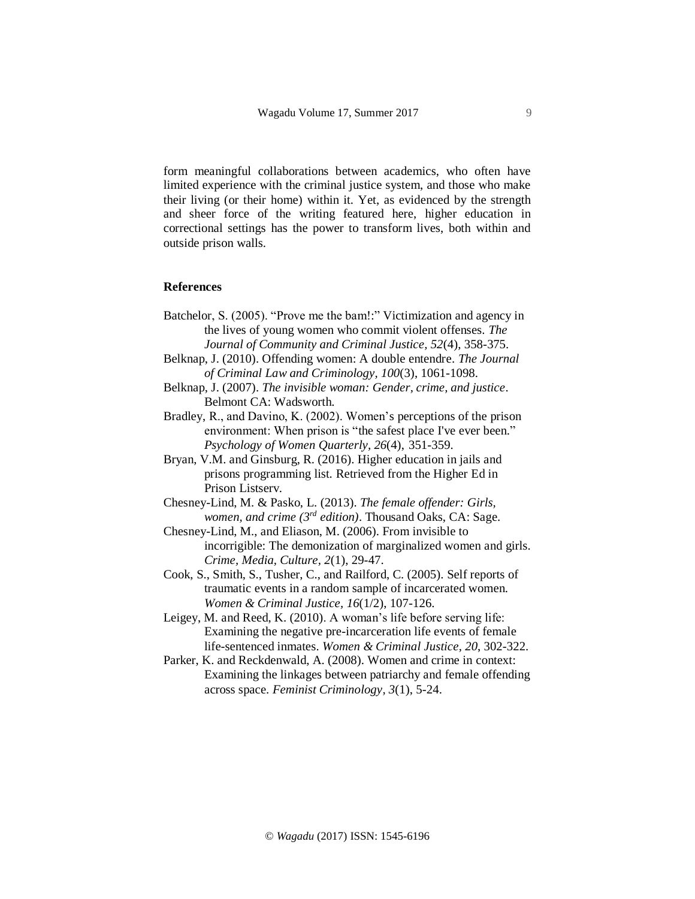form meaningful collaborations between academics, who often have limited experience with the criminal justice system, and those who make their living (or their home) within it. Yet, as evidenced by the strength and sheer force of the writing featured here, higher education in correctional settings has the power to transform lives, both within and outside prison walls.

## References

Batchelor, S. (2005). "Prove me the bam!:" Victimization and agency in the lives of young women who commit violent offenses. *The Journal of Community and Criminal Justice, 52*(4), 358-375.

Belknap, J. (2010). Offending women: A double entendre. *The Journal of Criminal Law and Criminology, 100*(3), 1061-1098.

Belknap, J. (2007). *The invisible woman: Gender, crime, and justice*. Belmont CA: Wadsworth.

Bradley, R., and Davino, K. (2002). Women's perceptions of the prison environment: When prison is "the safest place I've ever been." *Psychology of Women Quarterly, 26*(4), 351-359.

Bryan, V.M. and Ginsburg, R. (2016). Higher education in jails and prisons programming list. Retrieved from the Higher Ed in Prison Listserv.

Chesney-Lind, M. & Pasko, L. (2013). *The female offender: Girls, women, and crime (3rd edition)*. Thousand Oaks, CA: Sage.

Chesney-Lind, M., and Eliason, M. (2006). From invisible to incorrigible: The demonization of marginalized women and girls. *Crime, Media, Culture, 2*(1), 29-47.

Cook, S., Smith, S., Tusher, C., and Railford, C. (2005). Self reports of traumatic events in a random sample of incarcerated women. *Women & Criminal Justice, 16*(1/2), 107-126.

Leigey, M. and Reed, K. (2010). A woman's life before serving life: Examining the negative pre-incarceration life events of female life-sentenced inmates. *Women & Criminal Justice, 20*, 302-322.

Parker, K. and Reckdenwald, A. (2008). Women and crime in context: Examining the linkages between patriarchy and female offending across space. *Feminist Criminology, 3*(1), 5-24.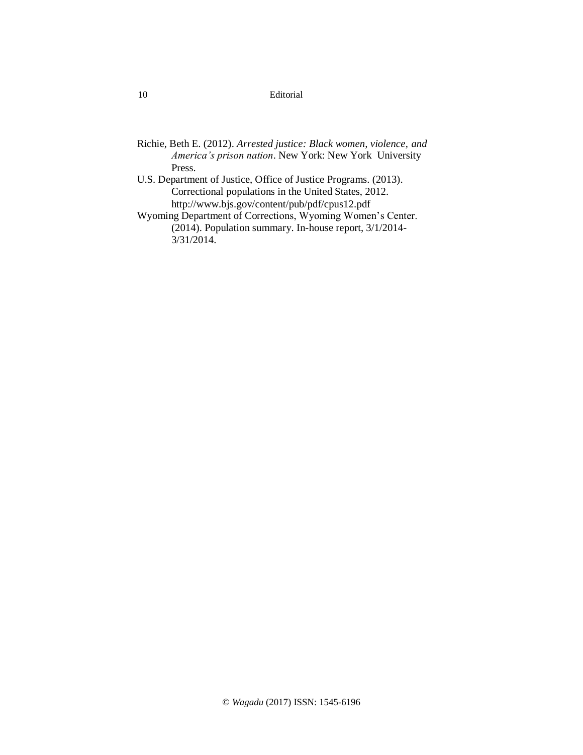Richie, Beth E. (2012). *Arrested justice: Black women, violence, and America's prison nation*. New York: New York University Press.

U.S. Department of Justice, Office of Justice Programs. (2013). Correctional populations in the United States, 2012. http://www.bjs.gov/content/pub/pdf/cpus12.pdf

Wyoming Department of Corrections, Wyoming Women's Center. (2014). Population summary. In-house report, 3/1/2014-3/31/2014.